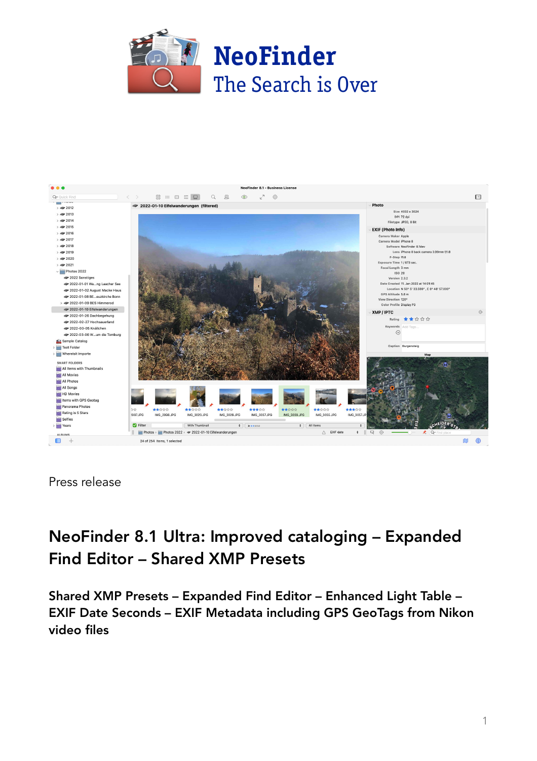# NeoFinder

The Search is Over

Press release

## NeoFinder 8.1 Ultra: Improved cataloging – Expanded Find Editor – Shared XMP Presets

### Shared XMP Presets – Expanded Find Editor – Enhanced Light Table – EXIF Date Seconds – EXIF Metadata including GPS GeoTags from Nikon video files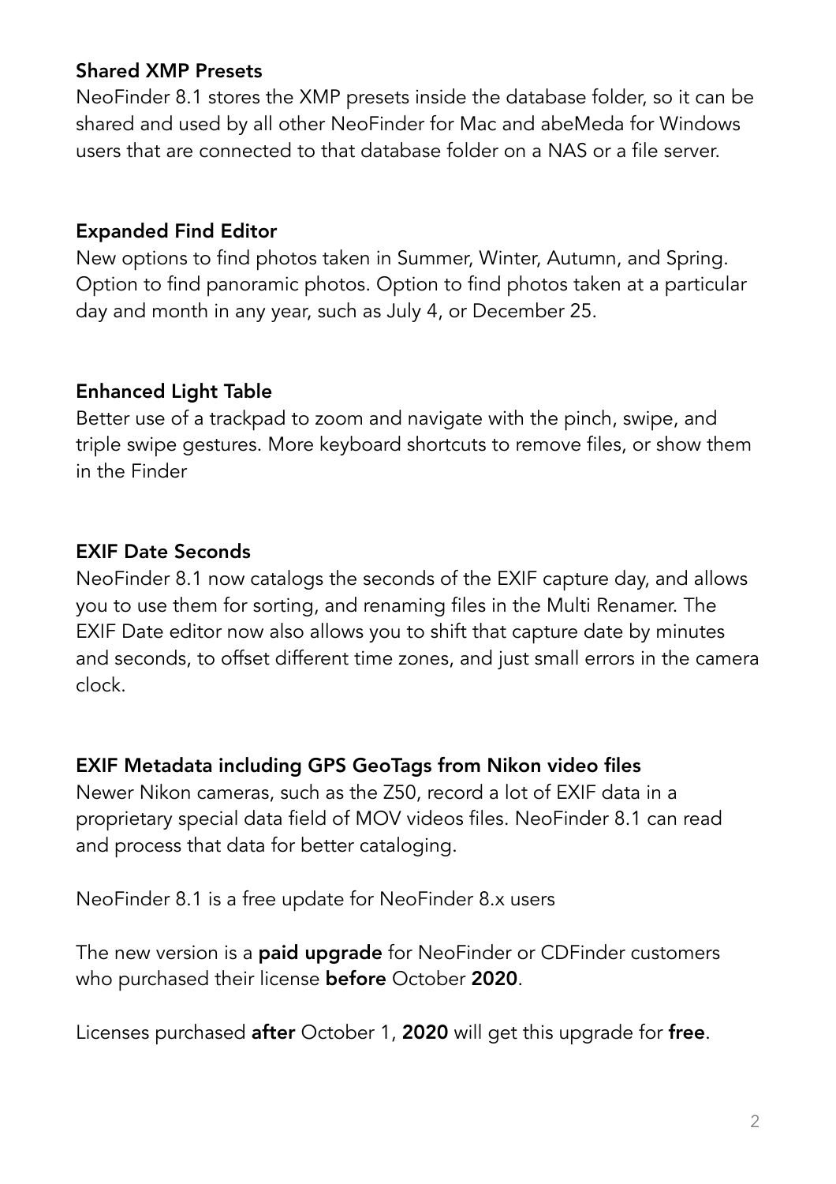### Shared XMP Presets

NeoFinder 8.1 stores the XMP presets inside the database folder, so it can be shared and used by all other NeoFinder for Mac and abeMeda for Windows users that are connected to that database folder on a NAS or a file server.

### Expanded Find Editor

New options to find photos taken in Summer, Winter, Autumn, and Spring. Option to find panoramic photos. Option to find photos taken at a particular day and month in any year, such as July 4, or December 25.

### Enhanced Light Table

Better use of a trackpad to zoom and navigate with the pinch, swipe, and triple swipe gestures. More keyboard shortcuts to remove files, or show them in the Finder

### EXIF Date Seconds

NeoFinder 8.1 now catalogs the seconds of the EXIF capture day, and allows you to use them for sorting, and renaming files in the Multi Renamer. The EXIF Date editor now also allows you to shift that capture date by minutes and seconds, to offset different time zones, and just small errors in the camera clock.

### EXIF Metadata including GPS GeoTags from Nikon video files

Newer Nikon cameras, such as the Z50, record a lot of EXIF data in a proprietary special data field of MOV videos files. NeoFinder 8.1 can read and process that data for better cataloging.

NeoFinder 8.1 is a free update for NeoFinder 8.x users

The new version is a **paid upgrade** for NeoFinder or CDFinder customers who purchased their license **before** October **2020**.

Licenses purchased **after** October 1, **2020** will get this upgrade for **free**.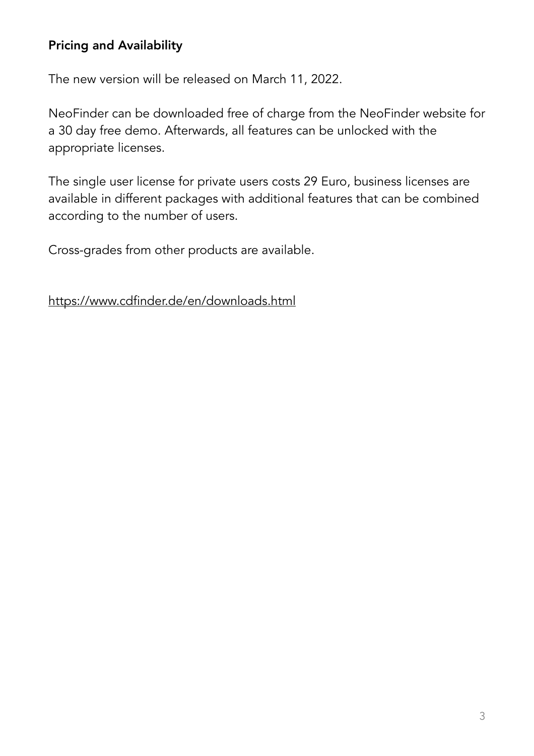## Pricing and Availability

The new version will be released on March 11, 2022.

NeoFinder can be downloaded free of charge from the NeoFinder website for a 30 day free demo. Afterwards, all features can be unlocked with the appropriate licenses.

The single user license for private users costs 29 Euro, business licenses are available in different packages with additional features that can be combined according to the number of users.

Cross-grades from other products are available.

https://www.cdfinder.de/en/downloads.html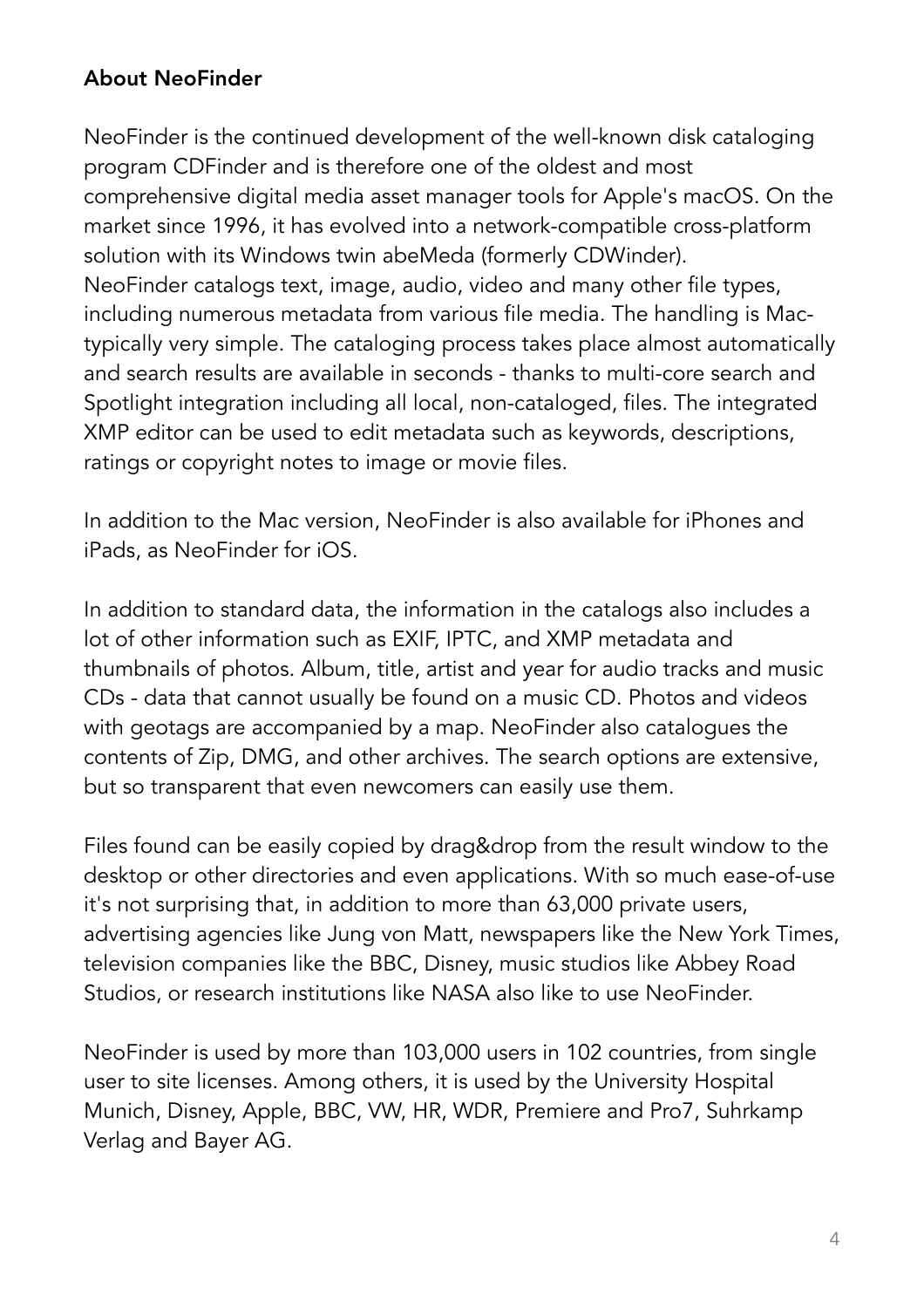## About NeoFinder

NeoFinder is the continued development of the well-known disk cataloging program CDFinder and is therefore one of the oldest and most comprehensive digital media asset manager tools for Apple's macOS. On the market since 1996, it has evolved into a network-compatible cross-platform solution with its Windows twin abeMeda (formerly CDWinder).
NeoFinder catalogs text, image, audio, video and many other file types, including numerous metadata from various file media. The handling is Mac-typically very simple. The cataloging process takes place almost automatically and search results are available in seconds - thanks to multi-core search and Spotlight integration including all local, non-cataloged, files. The integrated XMP editor can be used to edit metadata such as keywords, descriptions, ratings or copyright notes to image or movie files.

In addition to the Mac version, NeoFinder is also available for iPhones and iPads, as NeoFinder for iOS.

In addition to standard data, the information in the catalogs also includes a lot of other information such as EXIF, IPTC, and XMP metadata and thumbnails of photos. Album, title, artist and year for audio tracks and music CDs - data that cannot usually be found on a music CD. Photos and videos with geotags are accompanied by a map. NeoFinder also catalogues the contents of Zip, DMG, and other archives. The search options are extensive, but so transparent that even newcomers can easily use them.

Files found can be easily copied by drag&drop from the result window to the desktop or other directories and even applications. With so much ease-of-use it's not surprising that, in addition to more than 63,000 private users, advertising agencies like Jung von Matt, newspapers like the New York Times, television companies like the BBC, Disney, music studios like Abbey Road Studios, or research institutions like NASA also like to use NeoFinder.

NeoFinder is used by more than 103,000 users in 102 countries, from single user to site licenses. Among others, it is used by the University Hospital Munich, Disney, Apple, BBC, VW, HR, WDR, Premiere and Pro7, Suhrkamp Verlag and Bayer AG.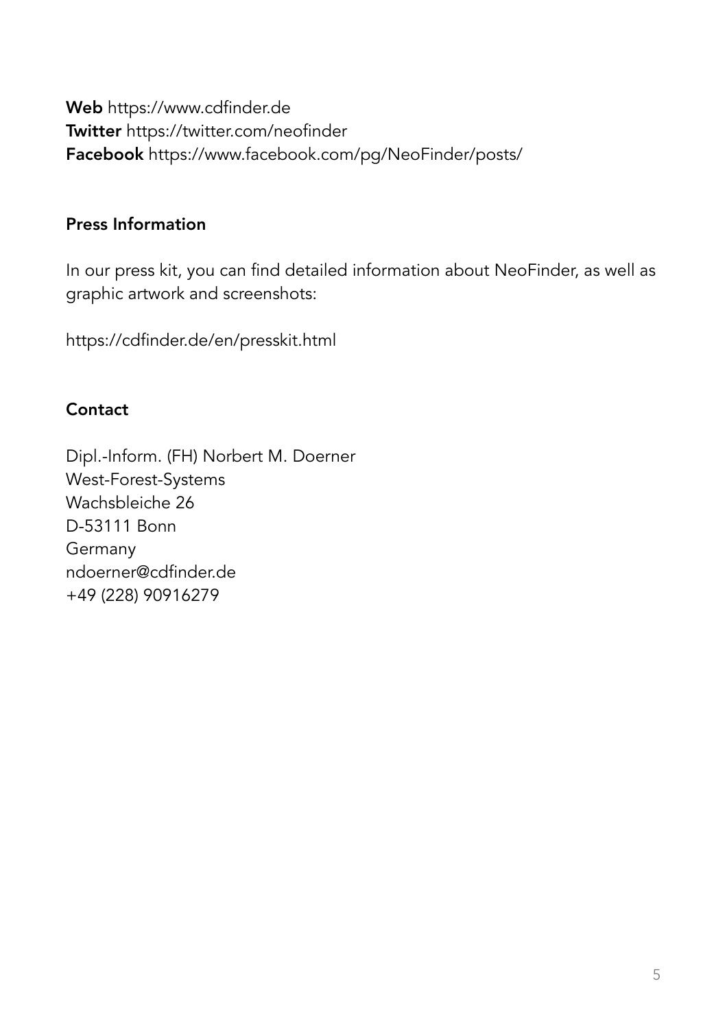**Web** https://www.cdfinder.de
**Twitter** https://twitter.com/neofinder
**Facebook** https://www.facebook.com/pg/NeoFinder/posts/

### Press Information

In our press kit, you can find detailed information about NeoFinder, as well as graphic artwork and screenshots:

https://cdfinder.de/en/presskit.html

### Contact

Dipl.-Inform. (FH) Norbert M. Doerner
West-Forest-Systems
Wachsbleiche 26
D-53111 Bonn
Germany
ndoerner@cdfinder.de
+49 (228) 90916279